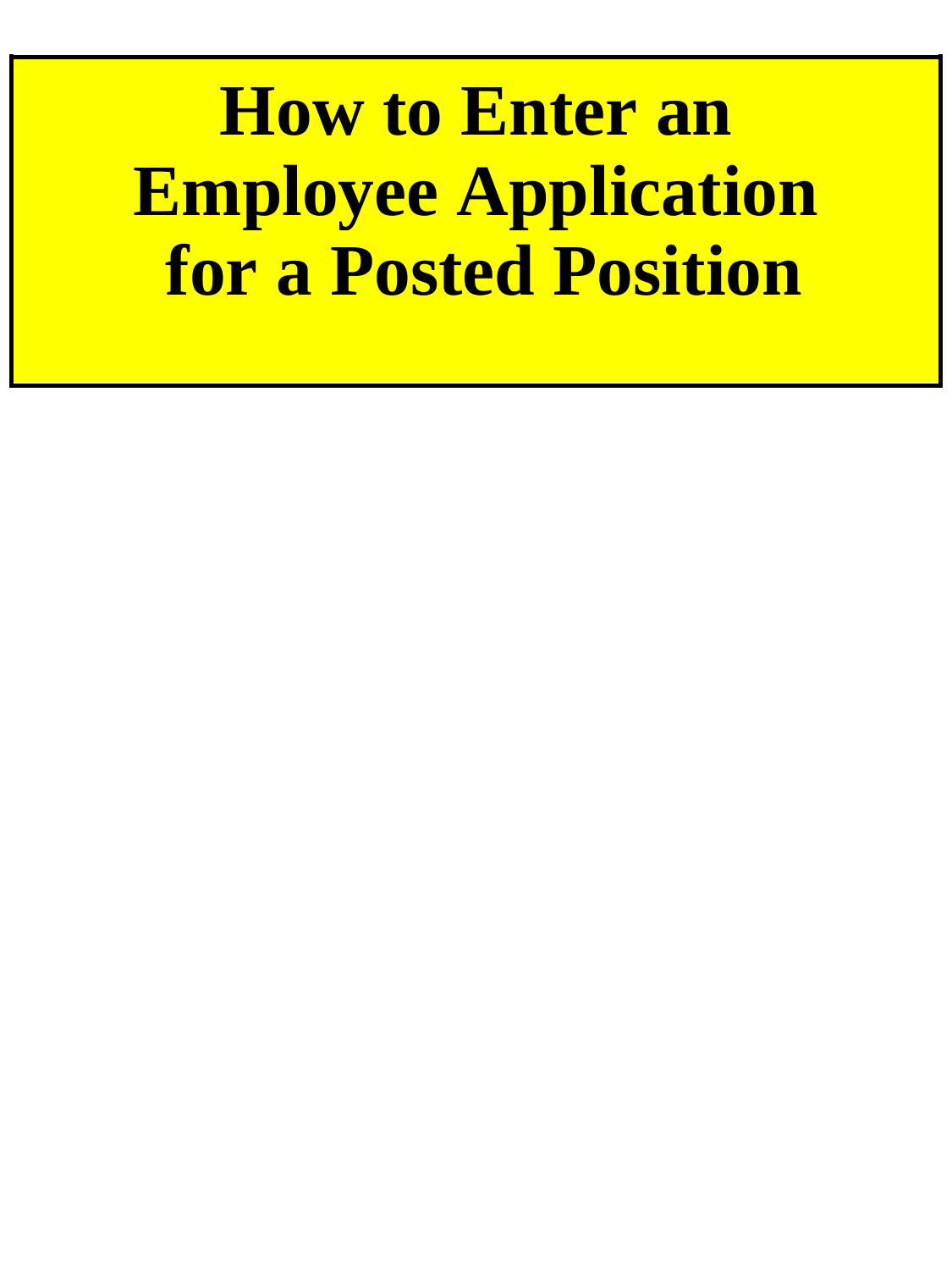# How to Enter an Employee Application for a Posted Position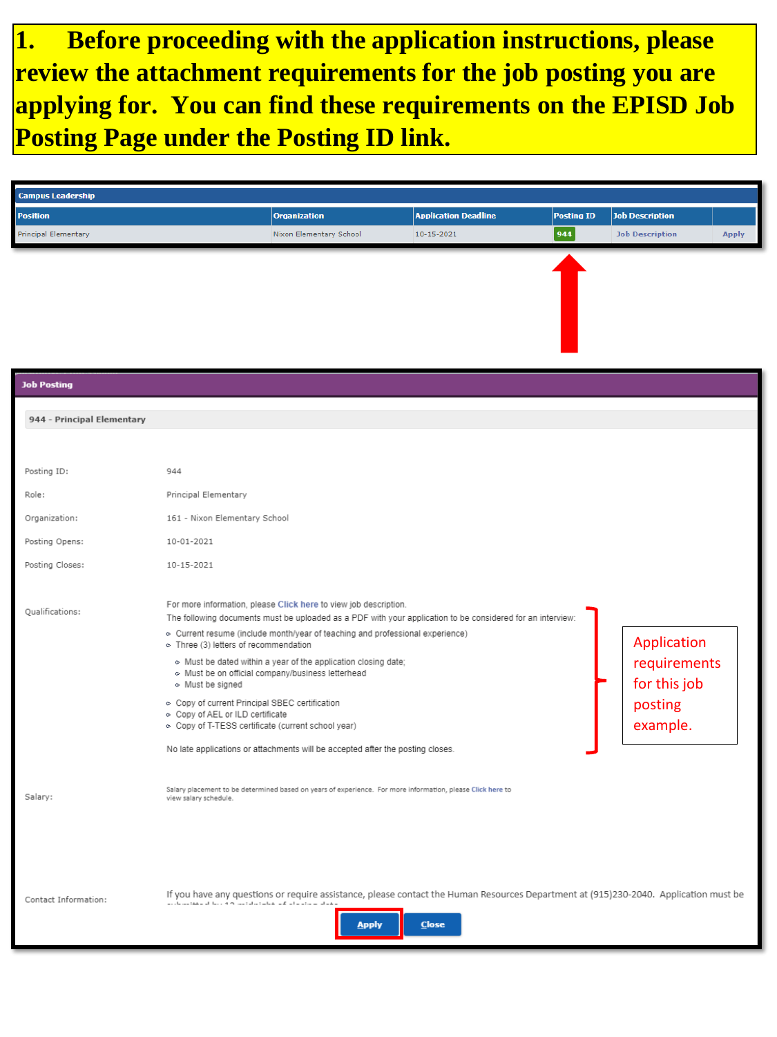**1. Before proceeding with the application instructions, please review the attachment requirements for the job posting you are applying for. You can find these requirements on the EPISD Job Posting Page under the Posting ID link.**

**Campus Leadership**

| Position | Organization | Application Deadline | Posting ID | Job Description | |
|---|---|---|---|---|---|
| Principal Elementary | Nixon Elementary School | 10-15-2021 | 944 | Job Description | Apply |

**Job Posting**

**944 - Principal Elementary**

| | |
|---|---|
| Posting ID: | 944 |
| Role: | Principal Elementary |
| Organization: | 161 - Nixon Elementary School |
| Posting Opens: | 10-01-2021 |
| Posting Closes: | 10-15-2021 |

Qualifications:

For more information, please Click here to view job description.

The following documents must be uploaded as a PDF with your application to be considered for an interview:

- Current resume (include month/year of teaching and professional experience)
- Three (3) letters of recommendation
  - Must be dated within a year of the application closing date;
  - Must be on official company/business letterhead
  - Must be signed
- Copy of current Principal SBEC certification
- Copy of AEL or ILD certificate
- Copy of T-TESS certificate (current school year)

No late applications or attachments will be accepted after the posting closes.

Application requirements for this job posting example.

Salary: Salary placement to be determined based on years of experience. For more information, please Click here to view salary schedule.

Contact Information: If you have any questions or require assistance, please contact the Human Resources Department at (915)230-2040. Application must be submitted by 12 midnight of closing date.

Apply | Close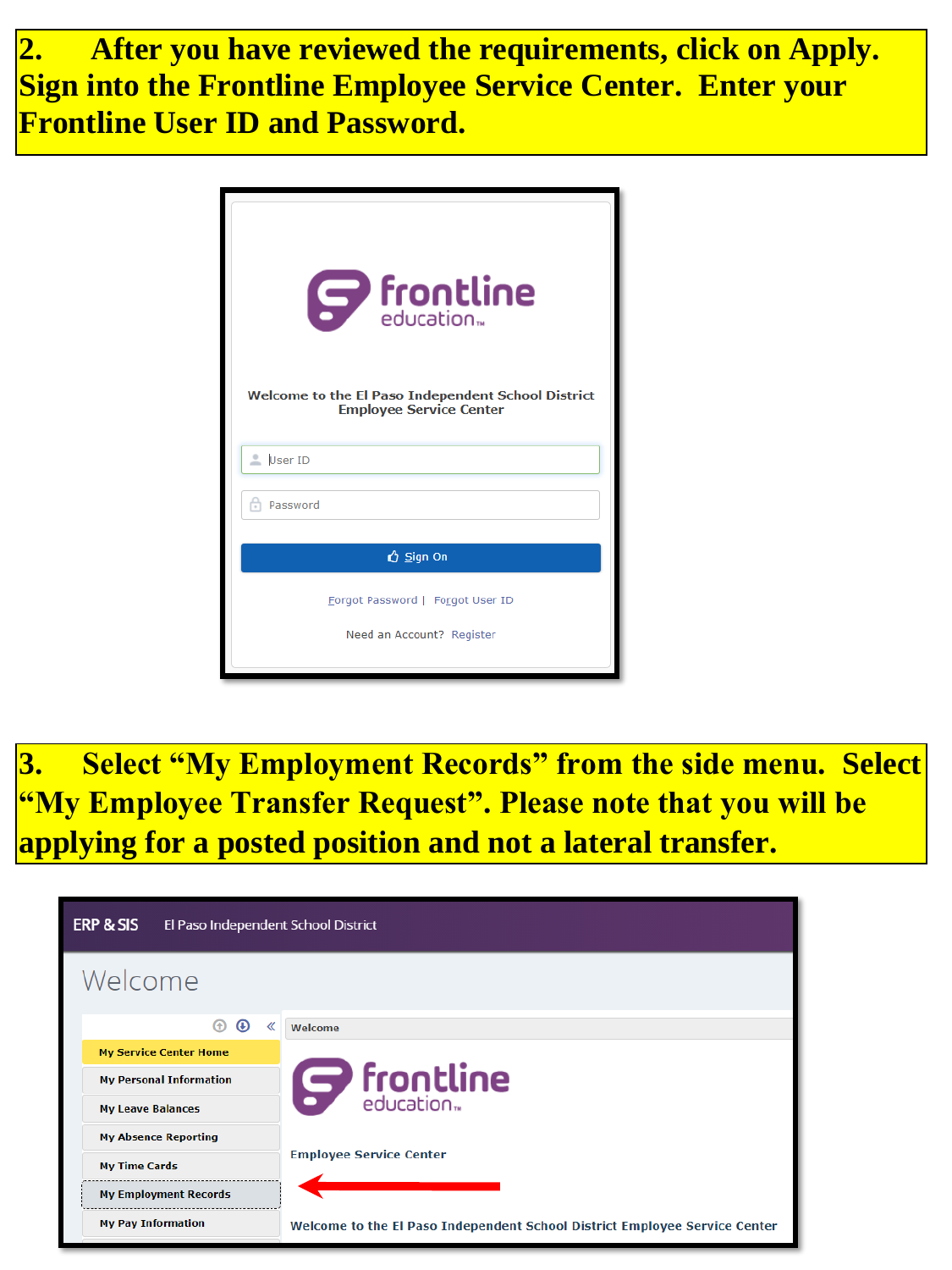**2. After you have reviewed the requirements, click on Apply. Sign into the Frontline Employee Service Center. Enter your Frontline User ID and Password.**

frontline education

Welcome to the El Paso Independent School District Employee Service Center

User ID

Password

Sign On

Forgot Password | Forgot User ID

Need an Account? Register

**3. Select "My Employment Records" from the side menu. Select "My Employee Transfer Request". Please note that you will be applying for a posted position and not a lateral transfer.**

ERP & SIS El Paso Independent School District

Welcome

- My Service Center Home
- My Personal Information
- My Leave Balances
- My Absence Reporting
- My Time Cards
- My Employment Records
- My Pay Information

Welcome

frontline education

Employee Service Center

Welcome to the El Paso Independent School District Employee Service Center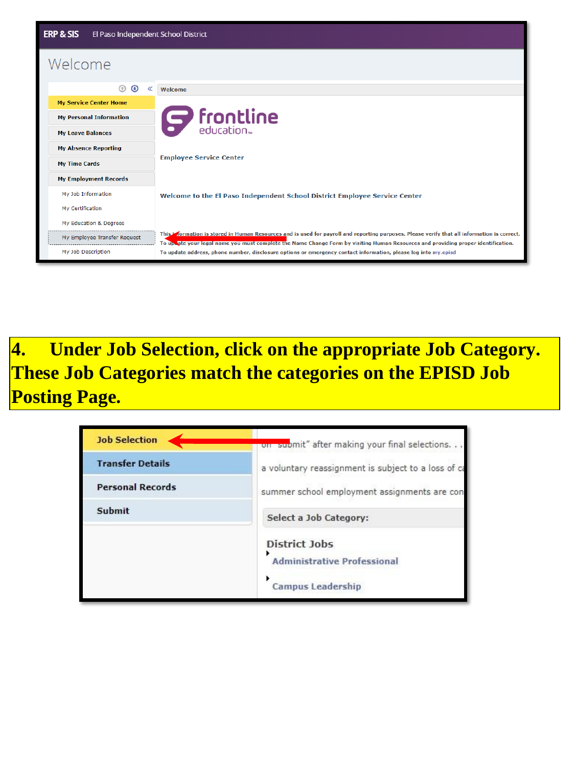ERP & SIS El Paso Independent School District

Welcome

- My Service Center Home
- My Personal Information
- My Leave Balances
- My Absence Reporting
- My Time Cards
- My Employment Records
  - My Job Information
  - My Certification
  - My Education & Degrees
  - My Employee Transfer Request
  - My Job Description

Welcome

frontline education

Employee Service Center

Welcome to the El Paso Independent School District Employee Service Center

This information is stored in Human Resources and is used for payroll and reporting purposes. Please verify that all information is correct.
To update your legal name you must complete the Name Change Form by visiting Human Resources and providing proper identification.
To update address, phone number, disclosure options or emergency contact information, please log into my.episd

**4. Under Job Selection, click on the appropriate Job Category. These Job Categories match the categories on the EPISD Job Posting Page.**

- Job Selection
- Transfer Details
- Personal Records
- Submit

on "submit" after making your final selections. . .

a voluntary reassignment is subject to a loss of ca

summer school employment assignments are con

Select a Job Category:

District Jobs

- Administrative Professional
- Campus Leadership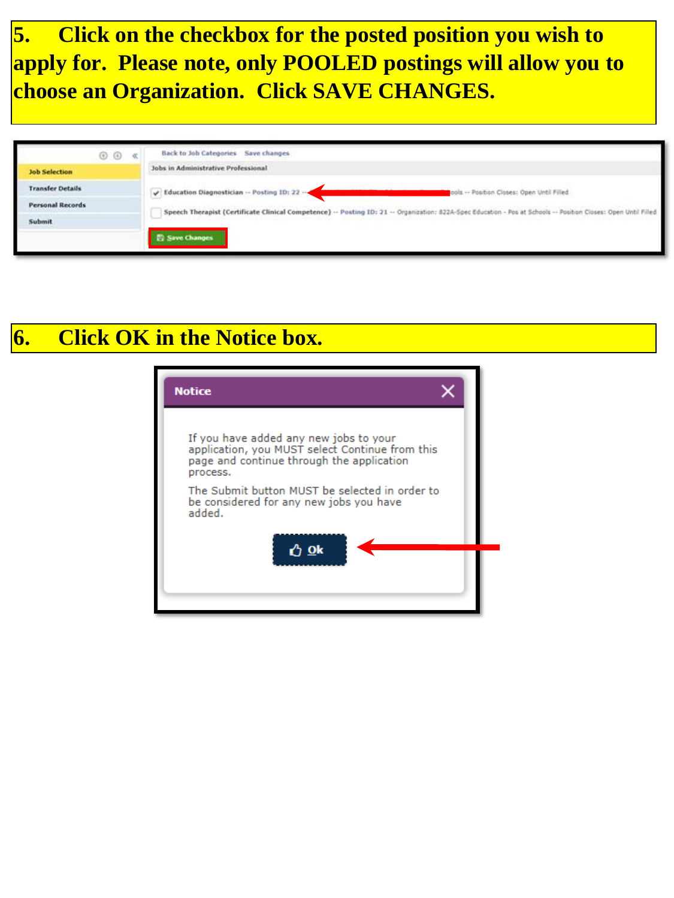**5. Click on the checkbox for the posted position you wish to apply for. Please note, only POOLED postings will allow you to choose an Organization. Click SAVE CHANGES.**

**6. Click OK in the Notice box.**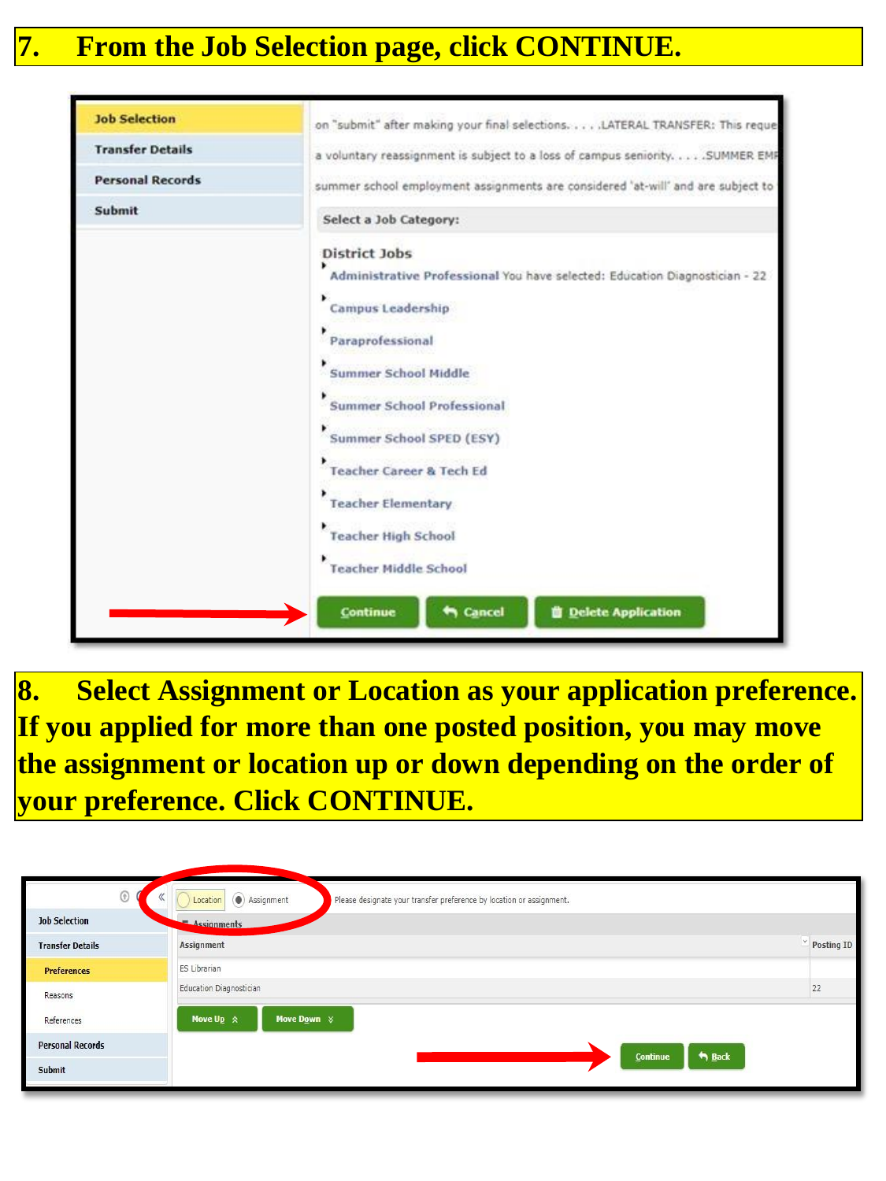## 7. From the Job Selection page, click CONTINUE.

Job Selection

Transfer Details

Personal Records

Submit

on "submit" after making your final selections. . . . .LATERAL TRANSFER: This reque

a voluntary reassignment is subject to a loss of campus seniority. . . . .SUMMER EMF

summer school employment assignments are considered 'at-will' and are subject to

Select a Job Category:

District Jobs

- Administrative Professional You have selected: Education Diagnostician - 22
- Campus Leadership
- Paraprofessional
- Summer School Middle
- Summer School Professional
- Summer School SPED (ESY)
- Teacher Career & Tech Ed
- Teacher Elementary
- Teacher High School
- Teacher Middle School

Continue | Cancel | Delete Application

## 8. Select Assignment or Location as your application preference. If you applied for more than one posted position, you may move the assignment or location up or down depending on the order of your preference. Click CONTINUE.

Job Selection

Transfer Details

Preferences

Reasons

References

Personal Records

Submit

Location | Assignment

Please designate your transfer preference by location or assignment.

Assignments

| Assignment | Posting ID |
|---|---|
| ES Librarian | |
| Education Diagnostician | 22 |

Move Up | Move Down

Continue | Back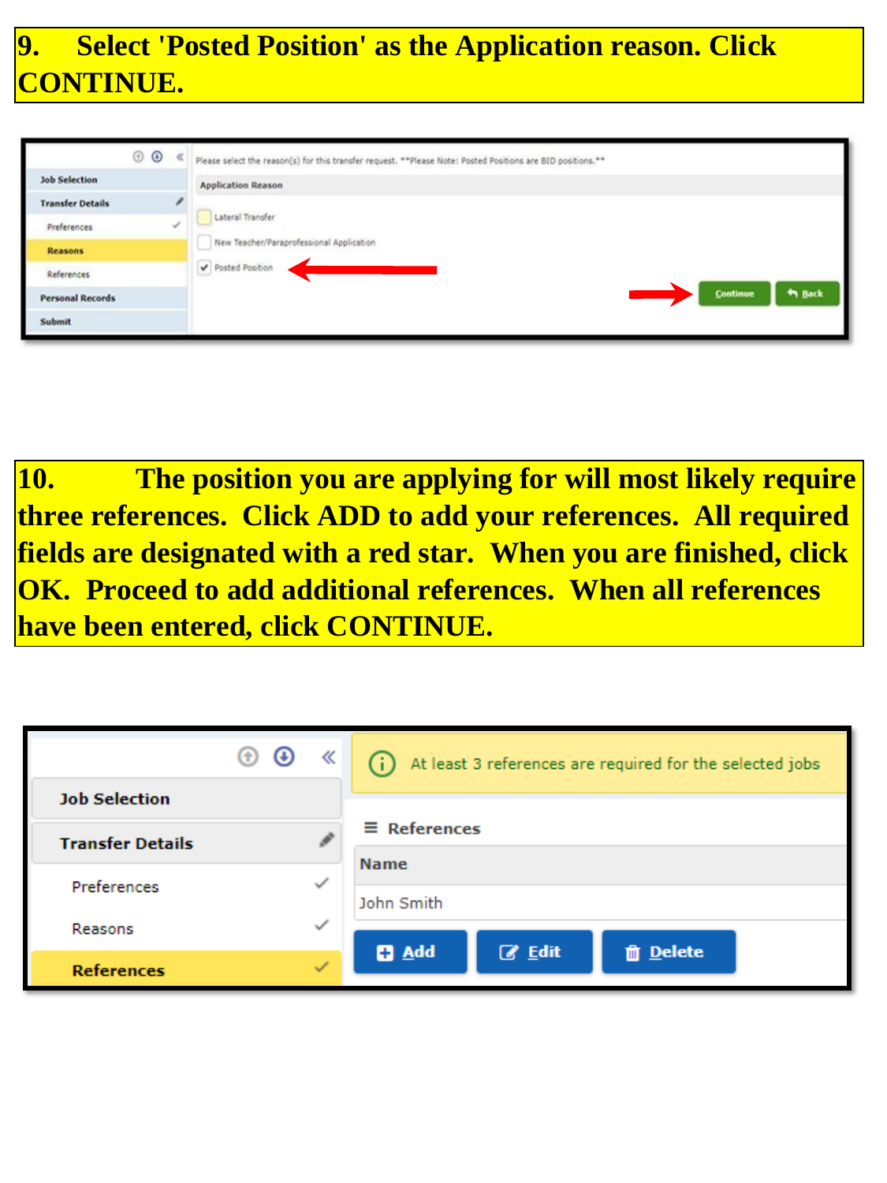**9. Select 'Posted Position' as the Application reason. Click CONTINUE.**

Please select the reason(s) for this transfer request. **Please Note: Posted Positions are BID positions.**

Application Reason

- Lateral Transfer
- New Teacher/Paraprofessional Application
- Posted Position

Continue | Back

**10. The position you are applying for will most likely require three references. Click ADD to add your references. All required fields are designated with a red star. When you are finished, click OK. Proceed to add additional references. When all references have been entered, click CONTINUE.**

At least 3 references are required for the selected jobs

References

| Name |
| --- |
| John Smith |

Add | Edit | Delete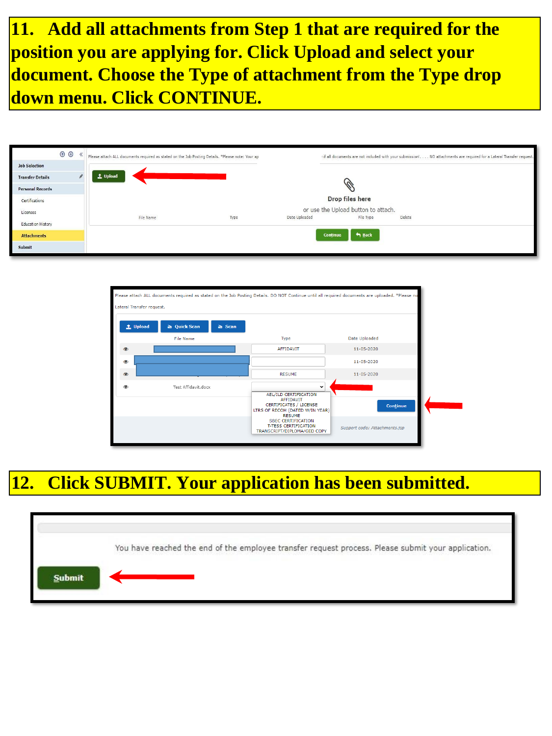**11. Add all attachments from Step 1 that are required for the position you are applying for. Click Upload and select your document. Choose the Type of attachment from the Type drop down menu. Click CONTINUE.**

**12. Click SUBMIT. Your application has been submitted.**